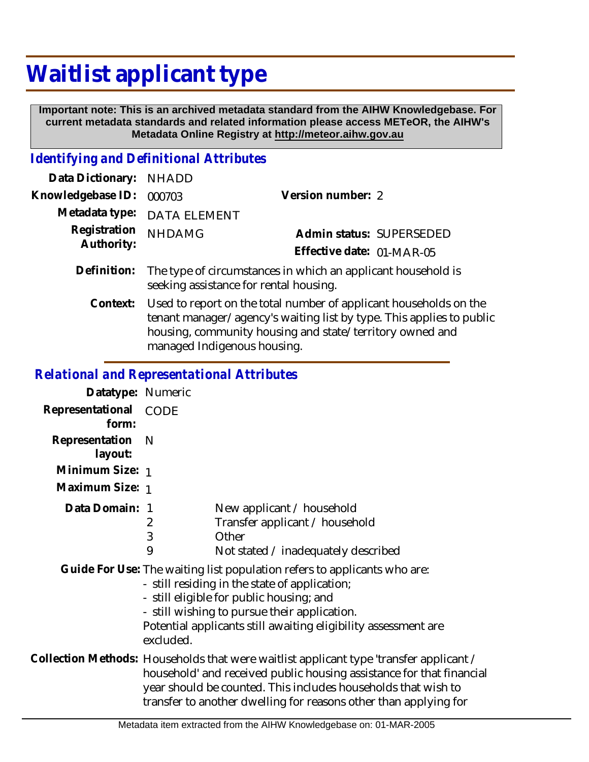# Waitlist applicant type

**Important note: This is an archived metadata standard from the AIHW Knowledgebase. For current metadata standards and related information please access METeOR, the AIHW's Metadata Online Registry at http://meteor.aihw.gov.au**

## *Identifying and Definitional Attributes*

**Data Dictionary:** NHADD

**Knowledgebase ID:** 000703

**Version number:** 2

**Metadata type:** DATA ELEMENT

**Registration Authority:** NHDAMG

**Admin status:** SUPERSEDED

**Effective date:** 01-MAR-05

**Definition:** The type of circumstances in which an applicant household is seeking assistance for rental housing.

**Context:** Used to report on the total number of applicant households on the tenant manager/agency's waiting list by type. This applies to public housing, community housing and state/territory owned and managed Indigenous housing.

## *Relational and Representational Attributes*

**Datatype:** Numeric

**Representational form:** CODE

**Representation layout:** N

**Minimum Size:** 1

**Maximum Size:** 1

**Data Domain:**

| Code | Description |
|---|---|
| 1 | New applicant / household |
| 2 | Transfer applicant / household |
| 3 | Other |
| 9 | Not stated / inadequately described |

**Guide For Use:** The waiting list population refers to applicants who are:
- still residing in the state of application;
- still eligible for public housing; and
- still wishing to pursue their application.

Potential applicants still awaiting eligibility assessment are excluded.

**Collection Methods:** Households that were waitlist applicant type 'transfer applicant / household' and received public housing assistance for that financial year should be counted. This includes households that wish to transfer to another dwelling for reasons other than applying for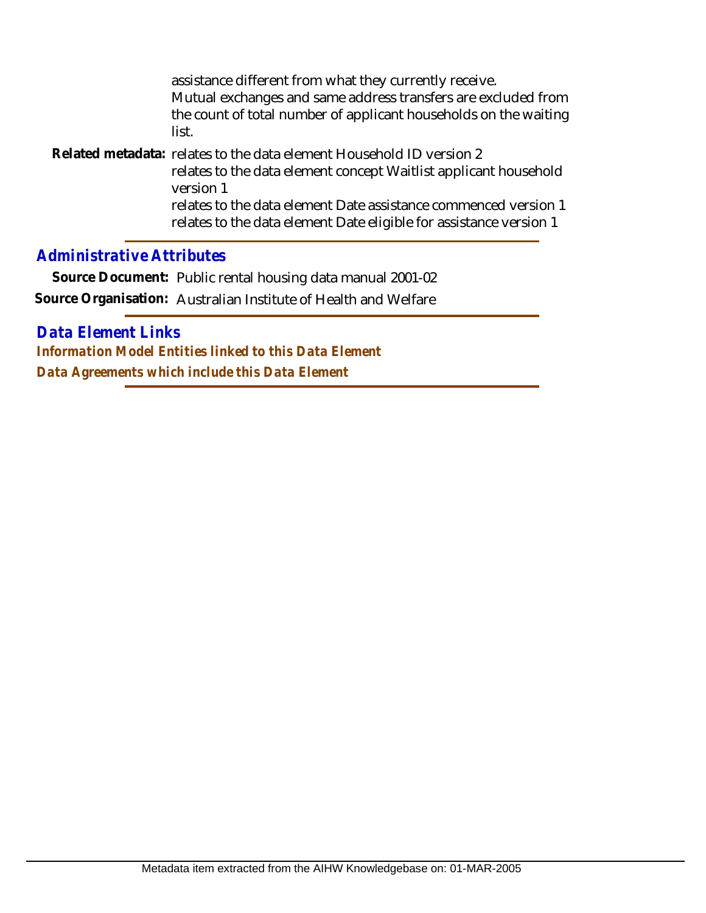assistance different from what they currently receive.
Mutual exchanges and same address transfers are excluded from the count of total number of applicant households on the waiting list.

**Related metadata:** relates to the data element Household ID version 2
relates to the data element concept Waitlist applicant household version 1
relates to the data element Date assistance commenced version 1
relates to the data element Date eligible for assistance version 1

## Administrative Attributes

**Source Document:** Public rental housing data manual 2001-02

**Source Organisation:** Australian Institute of Health and Welfare

## Data Element Links

***Information Model Entities linked to this Data Element***

***Data Agreements which include this Data Element***